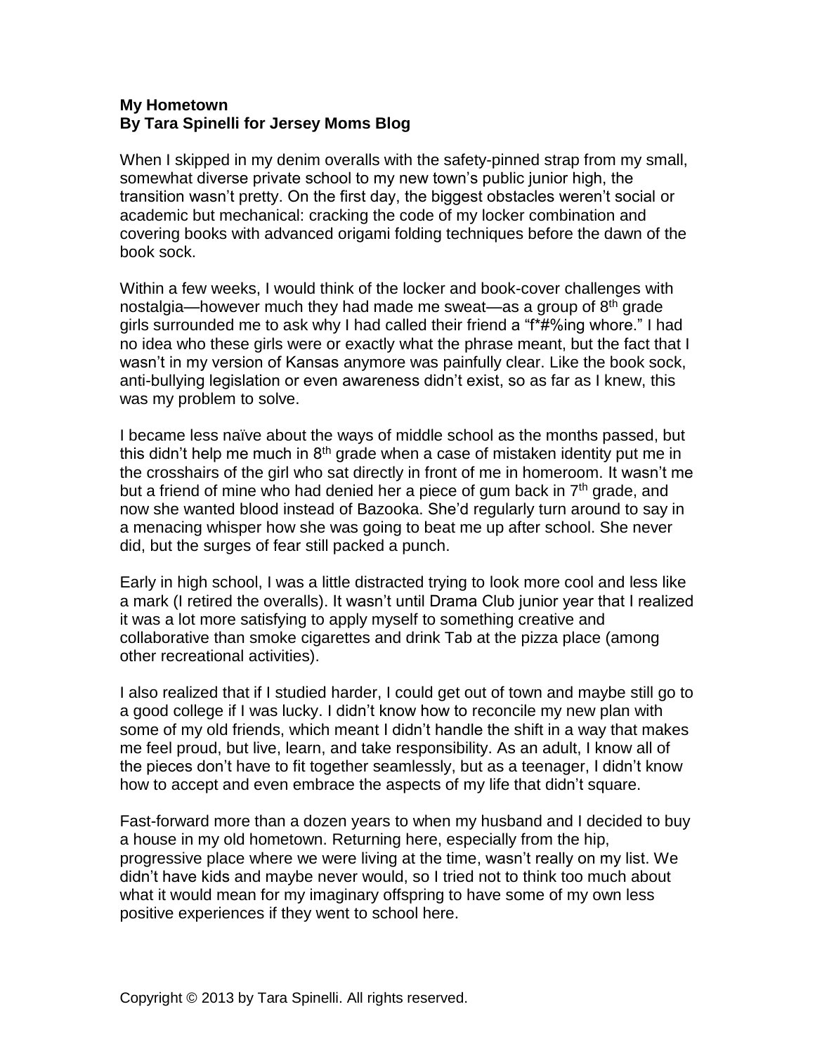**My Hometown**
**By Tara Spinelli for Jersey Moms Blog**

When I skipped in my denim overalls with the safety-pinned strap from my small, somewhat diverse private school to my new town's public junior high, the transition wasn't pretty. On the first day, the biggest obstacles weren't social or academic but mechanical: cracking the code of my locker combination and covering books with advanced origami folding techniques before the dawn of the book sock.

Within a few weeks, I would think of the locker and book-cover challenges with nostalgia—however much they had made me sweat—as a group of 8th grade girls surrounded me to ask why I had called their friend a "f*#%ing whore." I had no idea who these girls were or exactly what the phrase meant, but the fact that I wasn't in my version of Kansas anymore was painfully clear. Like the book sock, anti-bullying legislation or even awareness didn't exist, so as far as I knew, this was my problem to solve.

I became less naïve about the ways of middle school as the months passed, but this didn't help me much in 8th grade when a case of mistaken identity put me in the crosshairs of the girl who sat directly in front of me in homeroom. It wasn't me but a friend of mine who had denied her a piece of gum back in 7th grade, and now she wanted blood instead of Bazooka. She'd regularly turn around to say in a menacing whisper how she was going to beat me up after school. She never did, but the surges of fear still packed a punch.

Early in high school, I was a little distracted trying to look more cool and less like a mark (I retired the overalls). It wasn't until Drama Club junior year that I realized it was a lot more satisfying to apply myself to something creative and collaborative than smoke cigarettes and drink Tab at the pizza place (among other recreational activities).

I also realized that if I studied harder, I could get out of town and maybe still go to a good college if I was lucky. I didn't know how to reconcile my new plan with some of my old friends, which meant I didn't handle the shift in a way that makes me feel proud, but live, learn, and take responsibility. As an adult, I know all of the pieces don't have to fit together seamlessly, but as a teenager, I didn't know how to accept and even embrace the aspects of my life that didn't square.

Fast-forward more than a dozen years to when my husband and I decided to buy a house in my old hometown. Returning here, especially from the hip, progressive place where we were living at the time, wasn't really on my list. We didn't have kids and maybe never would, so I tried not to think too much about what it would mean for my imaginary offspring to have some of my own less positive experiences if they went to school here.

Copyright © 2013 by Tara Spinelli. All rights reserved.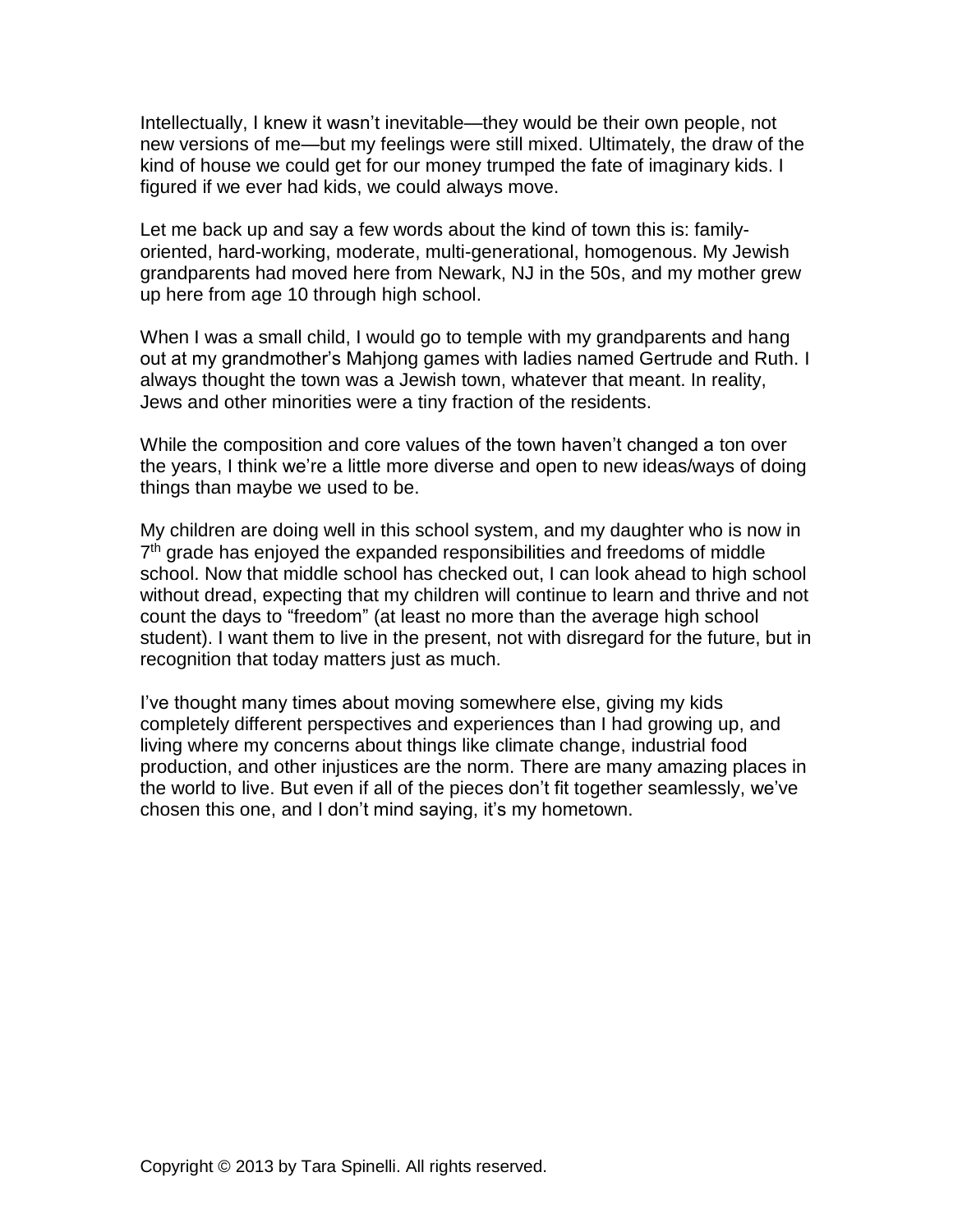Intellectually, I knew it wasn't inevitable—they would be their own people, not new versions of me—but my feelings were still mixed. Ultimately, the draw of the kind of house we could get for our money trumped the fate of imaginary kids. I figured if we ever had kids, we could always move.

Let me back up and say a few words about the kind of town this is: family-oriented, hard-working, moderate, multi-generational, homogenous. My Jewish grandparents had moved here from Newark, NJ in the 50s, and my mother grew up here from age 10 through high school.

When I was a small child, I would go to temple with my grandparents and hang out at my grandmother's Mahjong games with ladies named Gertrude and Ruth. I always thought the town was a Jewish town, whatever that meant. In reality, Jews and other minorities were a tiny fraction of the residents.

While the composition and core values of the town haven't changed a ton over the years, I think we're a little more diverse and open to new ideas/ways of doing things than maybe we used to be.

My children are doing well in this school system, and my daughter who is now in 7th grade has enjoyed the expanded responsibilities and freedoms of middle school. Now that middle school has checked out, I can look ahead to high school without dread, expecting that my children will continue to learn and thrive and not count the days to "freedom" (at least no more than the average high school student). I want them to live in the present, not with disregard for the future, but in recognition that today matters just as much.

I've thought many times about moving somewhere else, giving my kids completely different perspectives and experiences than I had growing up, and living where my concerns about things like climate change, industrial food production, and other injustices are the norm. There are many amazing places in the world to live. But even if all of the pieces don't fit together seamlessly, we've chosen this one, and I don't mind saying, it's my hometown.

Copyright © 2013 by Tara Spinelli. All rights reserved.